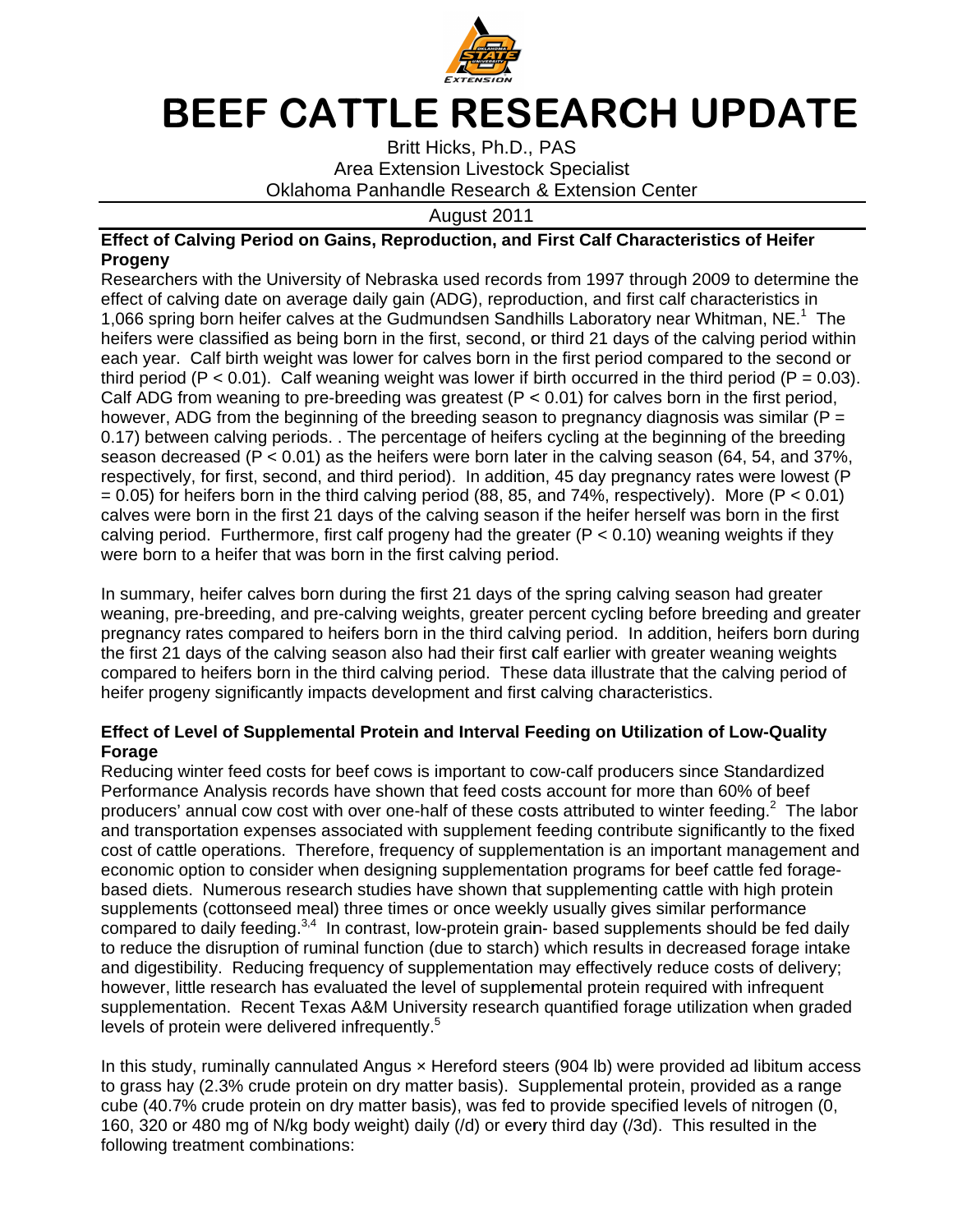# BEEF CATTLE RESEARCH UPDATE

Britt Hicks, Ph.D., PAS
Area Extension Livestock Specialist
Oklahoma Panhandle Research & Extension Center

August 2011

### Effect of Calving Period on Gains, Reproduction, and First Calf Characteristics of Heifer Progeny

Researchers with the University of Nebraska used records from 1997 through 2009 to determine the effect of calving date on average daily gain (ADG), reproduction, and first calf characteristics in 1,066 spring born heifer calves at the Gudmundsen Sandhills Laboratory near Whitman, NE.[1] The heifers were classified as being born in the first, second, or third 21 days of the calving period within each year. Calf birth weight was lower for calves born in the first period compared to the second or third period ($P < 0.01$). Calf weaning weight was lower if birth occurred in the third period ($P = 0.03$). Calf ADG from weaning to pre-breeding was greatest ($P < 0.01$) for calves born in the first period, however, ADG from the beginning of the breeding season to pregnancy diagnosis was similar ($P = 0.17$) between calving periods. . The percentage of heifers cycling at the beginning of the breeding season decreased ($P < 0.01$) as the heifers were born later in the calving season (64, 54, and 37%, respectively, for first, second, and third period). In addition, 45 day pregnancy rates were lowest ($P = 0.05$) for heifers born in the third calving period (88, 85, and 74%, respectively). More ($P < 0.01$) calves were born in the first 21 days of the calving season if the heifer herself was born in the first calving period. Furthermore, first calf progeny had the greater ($P < 0.10$) weaning weights if they were born to a heifer that was born in the first calving period.

In summary, heifer calves born during the first 21 days of the spring calving season had greater weaning, pre-breeding, and pre-calving weights, greater percent cycling before breeding and greater pregnancy rates compared to heifers born in the third calving period. In addition, heifers born during the first 21 days of the calving season also had their first calf earlier with greater weaning weights compared to heifers born in the third calving period. These data illustrate that the calving period of heifer progeny significantly impacts development and first calving characteristics.

### Effect of Level of Supplemental Protein and Interval Feeding on Utilization of Low-Quality Forage

Reducing winter feed costs for beef cows is important to cow-calf producers since Standardized Performance Analysis records have shown that feed costs account for more than 60% of beef producers' annual cow cost with over one-half of these costs attributed to winter feeding.[2] The labor and transportation expenses associated with supplement feeding contribute significantly to the fixed cost of cattle operations. Therefore, frequency of supplementation is an important management and economic option to consider when designing supplementation programs for beef cattle fed forage-based diets. Numerous research studies have shown that supplementing cattle with high protein supplements (cottonseed meal) three times or once weekly usually gives similar performance compared to daily feeding.[3,4] In contrast, low-protein grain- based supplements should be fed daily to reduce the disruption of ruminal function (due to starch) which results in decreased forage intake and digestibility. Reducing frequency of supplementation may effectively reduce costs of delivery; however, little research has evaluated the level of supplemental protein required with infrequent supplementation. Recent Texas A&M University research quantified forage utilization when graded levels of protein were delivered infrequently.[5]

In this study, ruminally cannulated Angus × Hereford steers (904 lb) were provided ad libitum access to grass hay (2.3% crude protein on dry matter basis). Supplemental protein, provided as a range cube (40.7% crude protein on dry matter basis), was fed to provide specified levels of nitrogen (0, 160, 320 or 480 mg of N/kg body weight) daily (/d) or every third day (/3d). This resulted in the following treatment combinations: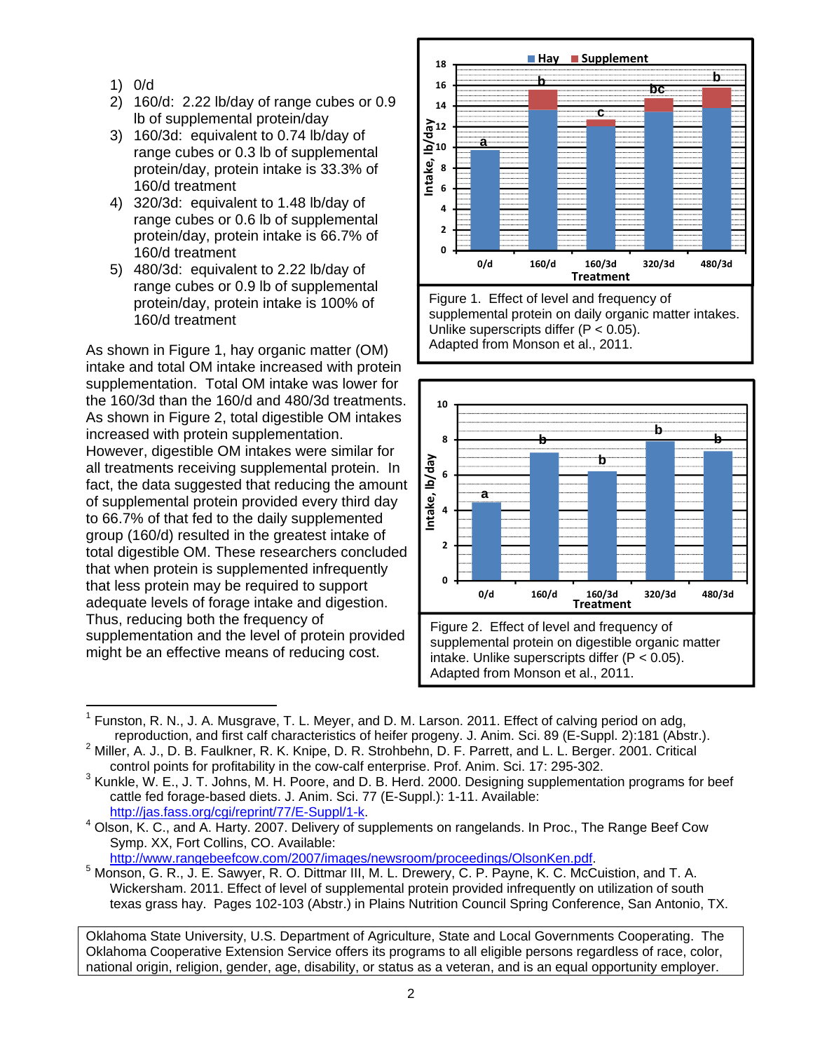1) 0/d
2) 160/d: 2.22 lb/day of range cubes or 0.9 lb of supplemental protein/day
3) 160/3d: equivalent to 0.74 lb/day of range cubes or 0.3 lb of supplemental protein/day, protein intake is 33.3% of 160/d treatment
4) 320/3d: equivalent to 1.48 lb/day of range cubes or 0.6 lb of supplemental protein/day, protein intake is 66.7% of 160/d treatment
5) 480/3d: equivalent to 2.22 lb/day of range cubes or 0.9 lb of supplemental protein/day, protein intake is 100% of 160/d treatment

As shown in Figure 1, hay organic matter (OM) intake and total OM intake increased with protein supplementation. Total OM intake was lower for the 160/3d than the 160/d and 480/3d treatments. As shown in Figure 2, total digestible OM intakes increased with protein supplementation. However, digestible OM intakes were similar for all treatments receiving supplemental protein. In fact, the data suggested that reducing the amount of supplemental protein provided every third day to 66.7% of that fed to the daily supplemented group (160/d) resulted in the greatest intake of total digestible OM. These researchers concluded that when protein is supplemented infrequently that less protein may be required to support adequate levels of forage intake and digestion. Thus, reducing both the frequency of supplementation and the level of protein provided might be an effective means of reducing cost.

Hay  Supplement

Intake, lb/day

18
16
14
12
10
8
6
4
2
0

a  b  c  bc  b

0/d  160/d  160/3d  320/3d  480/3d

Treatment

Figure 1. Effect of level and frequency of supplemental protein on daily organic matter intakes. Unlike superscripts differ ($P < 0.05$). Adapted from Monson et al., 2011.

Intake, lb/day

10
8
6
4
2
0

a  b  b  b  b

0/d  160/d  160/3d  320/3d  480/3d

Treatment

Figure 2. Effect of level and frequency of supplemental protein on digestible organic matter intake. Unlike superscripts differ ($P < 0.05$). Adapted from Monson et al., 2011.

---

[1] Funston, R. N., J. A. Musgrave, T. L. Meyer, and D. M. Larson. 2011. Effect of calving period on adg, reproduction, and first calf characteristics of heifer progeny. J. Anim. Sci. 89 (E-Suppl. 2):181 (Abstr.).

[2] Miller, A. J., D. B. Faulkner, R. K. Knipe, D. R. Strohbehn, D. F. Parrett, and L. L. Berger. 2001. Critical control points for profitability in the cow-calf enterprise. Prof. Anim. Sci. 17: 295-302.

[3] Kunkle, W. E., J. T. Johns, M. H. Poore, and D. B. Herd. 2000. Designing supplementation programs for beef cattle fed forage-based diets. J. Anim. Sci. 77 (E-Suppl.): 1-11. Available: http://jas.fass.org/cgi/reprint/77/E-Suppl/1-k.

[4] Olson, K. C., and A. Harty. 2007. Delivery of supplements on rangelands. In Proc., The Range Beef Cow Symp. XX, Fort Collins, CO. Available: http://www.rangebeefcow.com/2007/images/newsroom/proceedings/OlsonKen.pdf.

[5] Monson, G. R., J. E. Sawyer, R. O. Dittmar III, M. L. Drewery, C. P. Payne, K. C. McCuistion, and T. A. Wickersham. 2011. Effect of level of supplemental protein provided infrequently on utilization of south texas grass hay. Pages 102-103 (Abstr.) in Plains Nutrition Council Spring Conference, San Antonio, TX.

Oklahoma State University, U.S. Department of Agriculture, State and Local Governments Cooperating. The Oklahoma Cooperative Extension Service offers its programs to all eligible persons regardless of race, color, national origin, religion, gender, age, disability, or status as a veteran, and is an equal opportunity employer.